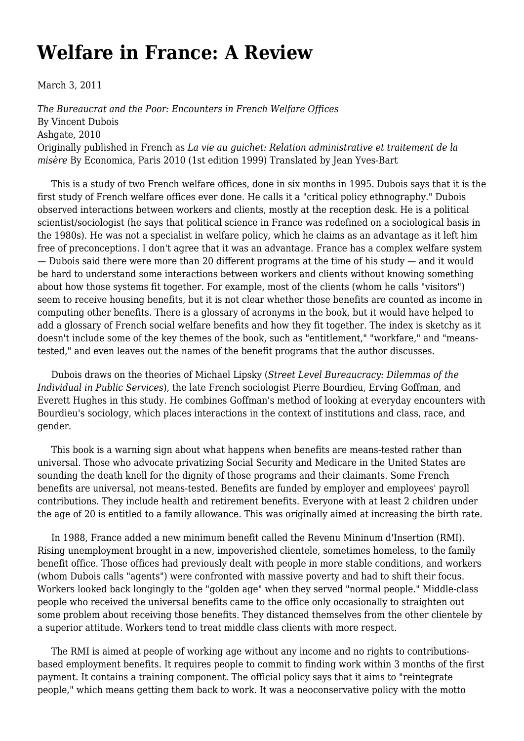# Welfare in France: A Review

March 3, 2011

*The Bureaucrat and the Poor: Encounters in French Welfare Offices*
By Vincent Dubois
Ashgate, 2010
Originally published in French as *La vie au guichet: Relation administrative et traitement de la misère* By Economica, Paris 2010 (1st edition 1999) Translated by Jean Yves-Bart

This is a study of two French welfare offices, done in six months in 1995. Dubois says that it is the first study of French welfare offices ever done. He calls it a "critical policy ethnography." Dubois observed interactions between workers and clients, mostly at the reception desk. He is a political scientist/sociologist (he says that political science in France was redefined on a sociological basis in the 1980s). He was not a specialist in welfare policy, which he claims as an advantage as it left him free of preconceptions. I don't agree that it was an advantage. France has a complex welfare system — Dubois said there were more than 20 different programs at the time of his study — and it would be hard to understand some interactions between workers and clients without knowing something about how those systems fit together. For example, most of the clients (whom he calls "visitors") seem to receive housing benefits, but it is not clear whether those benefits are counted as income in computing other benefits. There is a glossary of acronyms in the book, but it would have helped to add a glossary of French social welfare benefits and how they fit together. The index is sketchy as it doesn't include some of the key themes of the book, such as "entitlement," "workfare," and "means-tested," and even leaves out the names of the benefit programs that the author discusses.

Dubois draws on the theories of Michael Lipsky (*Street Level Bureaucracy: Dilemmas of the Individual in Public Services*), the late French sociologist Pierre Bourdieu, Erving Goffman, and Everett Hughes in this study. He combines Goffman's method of looking at everyday encounters with Bourdieu's sociology, which places interactions in the context of institutions and class, race, and gender.

This book is a warning sign about what happens when benefits are means-tested rather than universal. Those who advocate privatizing Social Security and Medicare in the United States are sounding the death knell for the dignity of those programs and their claimants. Some French benefits are universal, not means-tested. Benefits are funded by employer and employees' payroll contributions. They include health and retirement benefits. Everyone with at least 2 children under the age of 20 is entitled to a family allowance. This was originally aimed at increasing the birth rate.

In 1988, France added a new minimum benefit called the Revenu Mininum d'Insertion (RMI). Rising unemployment brought in a new, impoverished clientele, sometimes homeless, to the family benefit office. Those offices had previously dealt with people in more stable conditions, and workers (whom Dubois calls "agents") were confronted with massive poverty and had to shift their focus. Workers looked back longingly to the "golden age" when they served "normal people." Middle-class people who received the universal benefits came to the office only occasionally to straighten out some problem about receiving those benefits. They distanced themselves from the other clientele by a superior attitude. Workers tend to treat middle class clients with more respect.

The RMI is aimed at people of working age without any income and no rights to contributions-based employment benefits. It requires people to commit to finding work within 3 months of the first payment. It contains a training component. The official policy says that it aims to "reintegrate people," which means getting them back to work. It was a neoconservative policy with the motto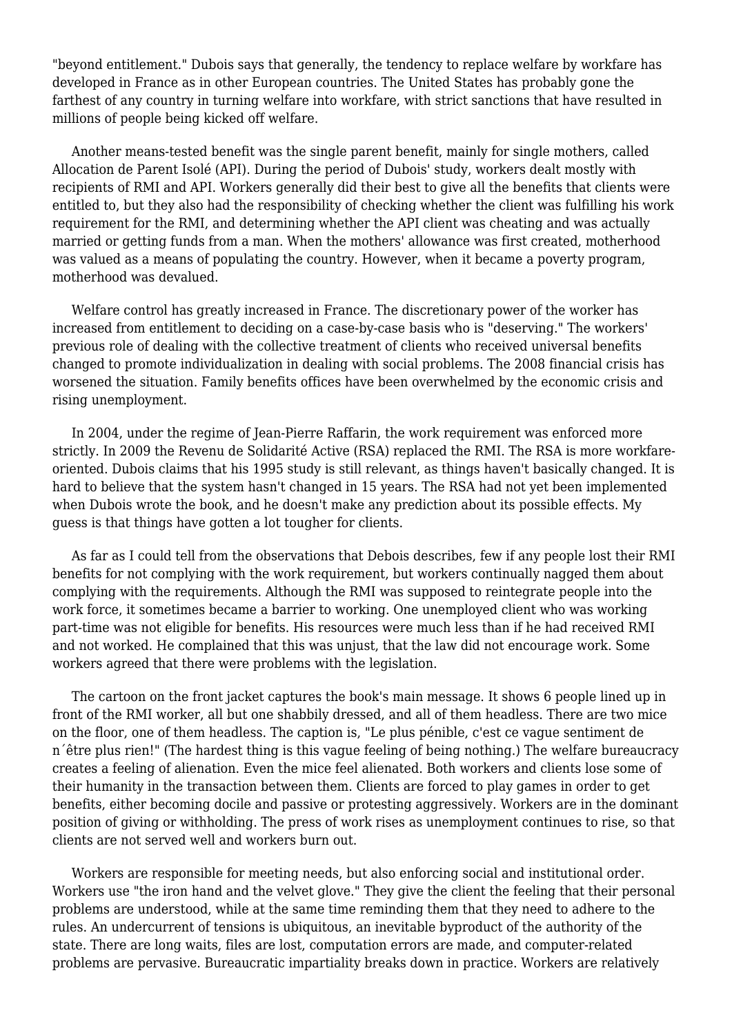"beyond entitlement." Dubois says that generally, the tendency to replace welfare by workfare has developed in France as in other European countries. The United States has probably gone the farthest of any country in turning welfare into workfare, with strict sanctions that have resulted in millions of people being kicked off welfare.

Another means-tested benefit was the single parent benefit, mainly for single mothers, called Allocation de Parent Isolé (API). During the period of Dubois' study, workers dealt mostly with recipients of RMI and API. Workers generally did their best to give all the benefits that clients were entitled to, but they also had the responsibility of checking whether the client was fulfilling his work requirement for the RMI, and determining whether the API client was cheating and was actually married or getting funds from a man. When the mothers' allowance was first created, motherhood was valued as a means of populating the country. However, when it became a poverty program, motherhood was devalued.

Welfare control has greatly increased in France. The discretionary power of the worker has increased from entitlement to deciding on a case-by-case basis who is "deserving." The workers' previous role of dealing with the collective treatment of clients who received universal benefits changed to promote individualization in dealing with social problems. The 2008 financial crisis has worsened the situation. Family benefits offices have been overwhelmed by the economic crisis and rising unemployment.

In 2004, under the regime of Jean-Pierre Raffarin, the work requirement was enforced more strictly. In 2009 the Revenu de Solidarité Active (RSA) replaced the RMI. The RSA is more workfare-oriented. Dubois claims that his 1995 study is still relevant, as things haven't basically changed. It is hard to believe that the system hasn't changed in 15 years. The RSA had not yet been implemented when Dubois wrote the book, and he doesn't make any prediction about its possible effects. My guess is that things have gotten a lot tougher for clients.

As far as I could tell from the observations that Debois describes, few if any people lost their RMI benefits for not complying with the work requirement, but workers continually nagged them about complying with the requirements. Although the RMI was supposed to reintegrate people into the work force, it sometimes became a barrier to working. One unemployed client who was working part-time was not eligible for benefits. His resources were much less than if he had received RMI and not worked. He complained that this was unjust, that the law did not encourage work. Some workers agreed that there were problems with the legislation.

The cartoon on the front jacket captures the book's main message. It shows 6 people lined up in front of the RMI worker, all but one shabbily dressed, and all of them headless. There are two mice on the floor, one of them headless. The caption is, "Le plus pénible, c'est ce vague sentiment de n´être plus rien!" (The hardest thing is this vague feeling of being nothing.) The welfare bureaucracy creates a feeling of alienation. Even the mice feel alienated. Both workers and clients lose some of their humanity in the transaction between them. Clients are forced to play games in order to get benefits, either becoming docile and passive or protesting aggressively. Workers are in the dominant position of giving or withholding. The press of work rises as unemployment continues to rise, so that clients are not served well and workers burn out.

Workers are responsible for meeting needs, but also enforcing social and institutional order. Workers use "the iron hand and the velvet glove." They give the client the feeling that their personal problems are understood, while at the same time reminding them that they need to adhere to the rules. An undercurrent of tensions is ubiquitous, an inevitable byproduct of the authority of the state. There are long waits, files are lost, computation errors are made, and computer-related problems are pervasive. Bureaucratic impartiality breaks down in practice. Workers are relatively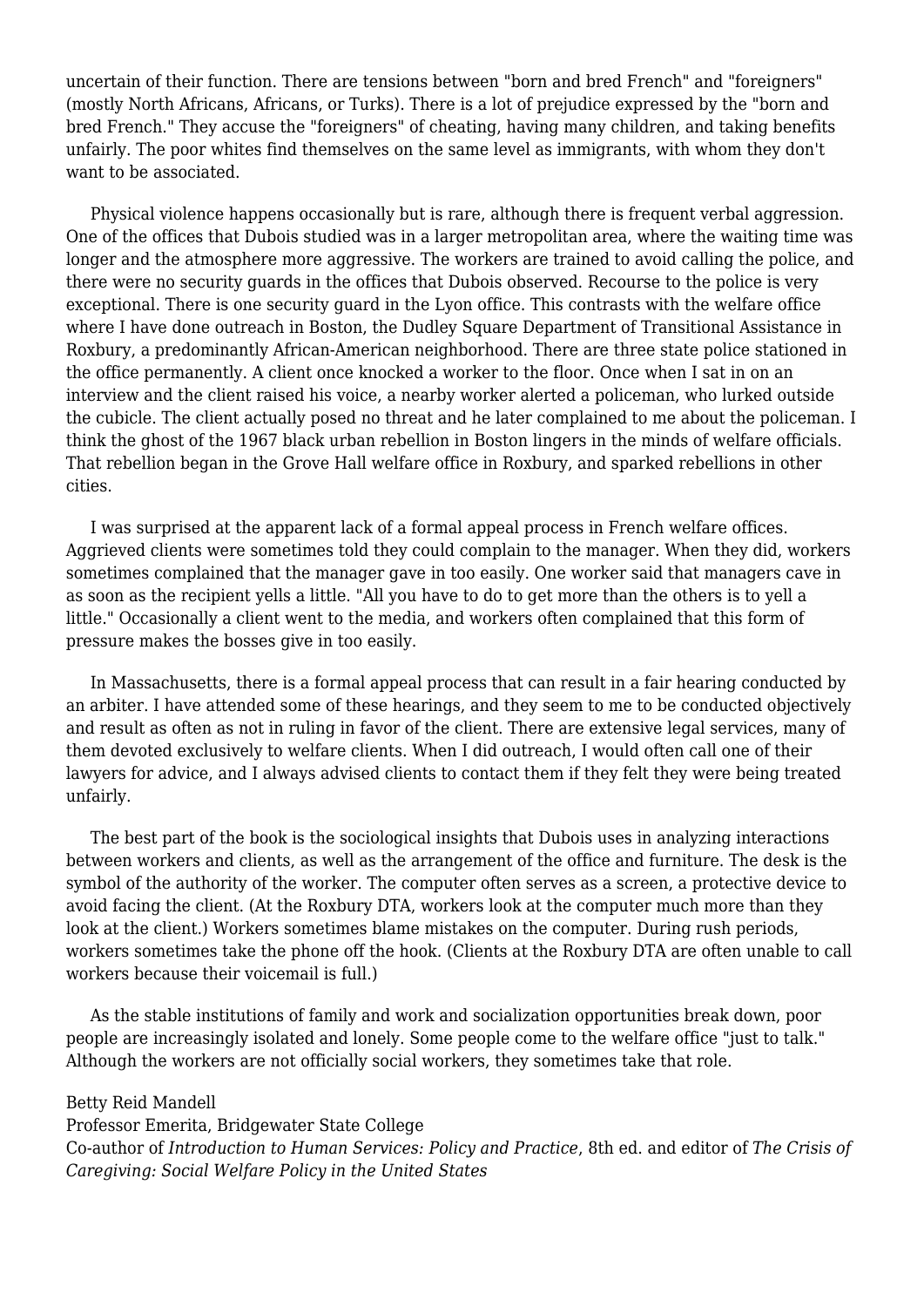uncertain of their function. There are tensions between "born and bred French" and "foreigners" (mostly North Africans, Africans, or Turks). There is a lot of prejudice expressed by the "born and bred French." They accuse the "foreigners" of cheating, having many children, and taking benefits unfairly. The poor whites find themselves on the same level as immigrants, with whom they don't want to be associated.

Physical violence happens occasionally but is rare, although there is frequent verbal aggression. One of the offices that Dubois studied was in a larger metropolitan area, where the waiting time was longer and the atmosphere more aggressive. The workers are trained to avoid calling the police, and there were no security guards in the offices that Dubois observed. Recourse to the police is very exceptional. There is one security guard in the Lyon office. This contrasts with the welfare office where I have done outreach in Boston, the Dudley Square Department of Transitional Assistance in Roxbury, a predominantly African-American neighborhood. There are three state police stationed in the office permanently. A client once knocked a worker to the floor. Once when I sat in on an interview and the client raised his voice, a nearby worker alerted a policeman, who lurked outside the cubicle. The client actually posed no threat and he later complained to me about the policeman. I think the ghost of the 1967 black urban rebellion in Boston lingers in the minds of welfare officials. That rebellion began in the Grove Hall welfare office in Roxbury, and sparked rebellions in other cities.

I was surprised at the apparent lack of a formal appeal process in French welfare offices. Aggrieved clients were sometimes told they could complain to the manager. When they did, workers sometimes complained that the manager gave in too easily. One worker said that managers cave in as soon as the recipient yells a little. "All you have to do to get more than the others is to yell a little." Occasionally a client went to the media, and workers often complained that this form of pressure makes the bosses give in too easily.

In Massachusetts, there is a formal appeal process that can result in a fair hearing conducted by an arbiter. I have attended some of these hearings, and they seem to me to be conducted objectively and result as often as not in ruling in favor of the client. There are extensive legal services, many of them devoted exclusively to welfare clients. When I did outreach, I would often call one of their lawyers for advice, and I always advised clients to contact them if they felt they were being treated unfairly.

The best part of the book is the sociological insights that Dubois uses in analyzing interactions between workers and clients, as well as the arrangement of the office and furniture. The desk is the symbol of the authority of the worker. The computer often serves as a screen, a protective device to avoid facing the client. (At the Roxbury DTA, workers look at the computer much more than they look at the client.) Workers sometimes blame mistakes on the computer. During rush periods, workers sometimes take the phone off the hook. (Clients at the Roxbury DTA are often unable to call workers because their voicemail is full.)

As the stable institutions of family and work and socialization opportunities break down, poor people are increasingly isolated and lonely. Some people come to the welfare office "just to talk." Although the workers are not officially social workers, they sometimes take that role.

Betty Reid Mandell  
Professor Emerita, Bridgewater State College  
Co-author of *Introduction to Human Services: Policy and Practice*, 8th ed. and editor of *The Crisis of Caregiving: Social Welfare Policy in the United States*